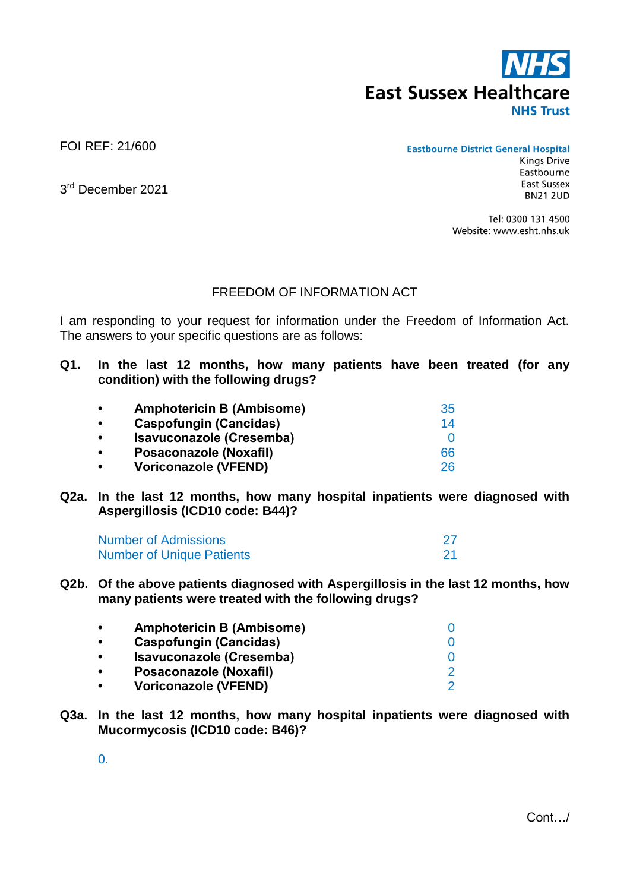**NHS**
**East Sussex Healthcare**
**NHS Trust**

FOI REF: 21/600

3rd December 2021

**Eastbourne District General Hospital**
Kings Drive
Eastbourne
East Sussex
BN21 2UD

Tel: 0300 131 4500
Website: www.esht.nhs.uk

FREEDOM OF INFORMATION ACT

I am responding to your request for information under the Freedom of Information Act. The answers to your specific questions are as follows:

**Q1. In the last 12 months, how many patients have been treated (for any condition) with the following drugs?**

| | |
|---|---|
| • **Amphotericin B (Ambisome)** | 35 |
| • **Caspofungin (Cancidas)** | 14 |
| • **Isavuconazole (Cresemba)** | 0 |
| • **Posaconazole (Noxafil)** | 66 |
| • **Voriconazole (VFEND)** | 26 |

**Q2a. In the last 12 months, how many hospital inpatients were diagnosed with Aspergillosis (ICD10 code: B44)?**

| | |
|---|---|
| Number of Admissions | 27 |
| Number of Unique Patients | 21 |

**Q2b. Of the above patients diagnosed with Aspergillosis in the last 12 months, how many patients were treated with the following drugs?**

| | |
|---|---|
| • **Amphotericin B (Ambisome)** | 0 |
| • **Caspofungin (Cancidas)** | 0 |
| • **Isavuconazole (Cresemba)** | 0 |
| • **Posaconazole (Noxafil)** | 2 |
| • **Voriconazole (VFEND)** | 2 |

**Q3a. In the last 12 months, how many hospital inpatients were diagnosed with Mucormycosis (ICD10 code: B46)?**

0.

Cont…/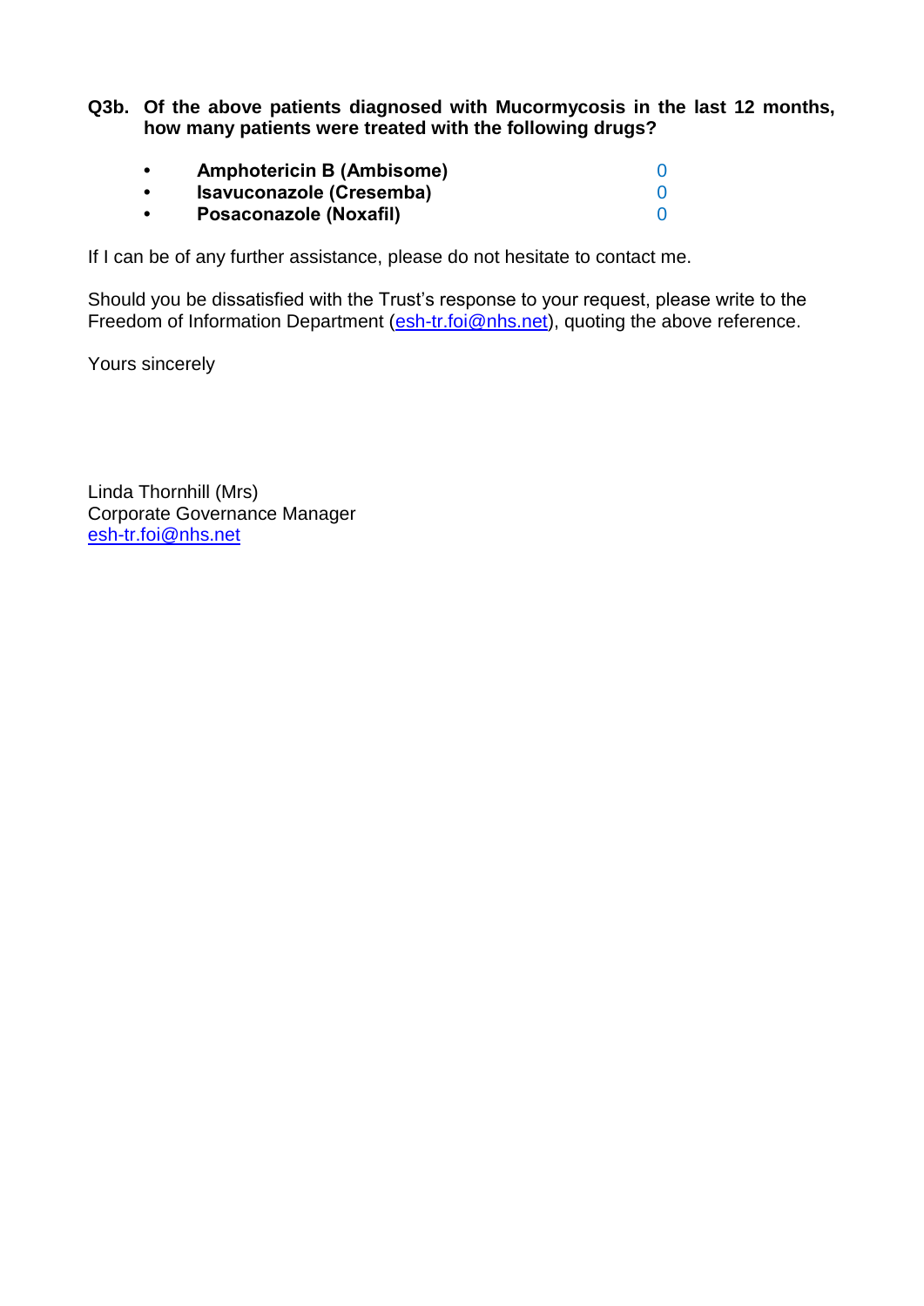**Q3b. Of the above patients diagnosed with Mucormycosis in the last 12 months, how many patients were treated with the following drugs?**

- **Amphotericin B (Ambisome)** 0
- **Isavuconazole (Cresemba)** 0
- **Posaconazole (Noxafil)** 0

If I can be of any further assistance, please do not hesitate to contact me.

Should you be dissatisfied with the Trust's response to your request, please write to the Freedom of Information Department (esh-tr.foi@nhs.net), quoting the above reference.

Yours sincerely

Linda Thornhill (Mrs)
Corporate Governance Manager
esh-tr.foi@nhs.net